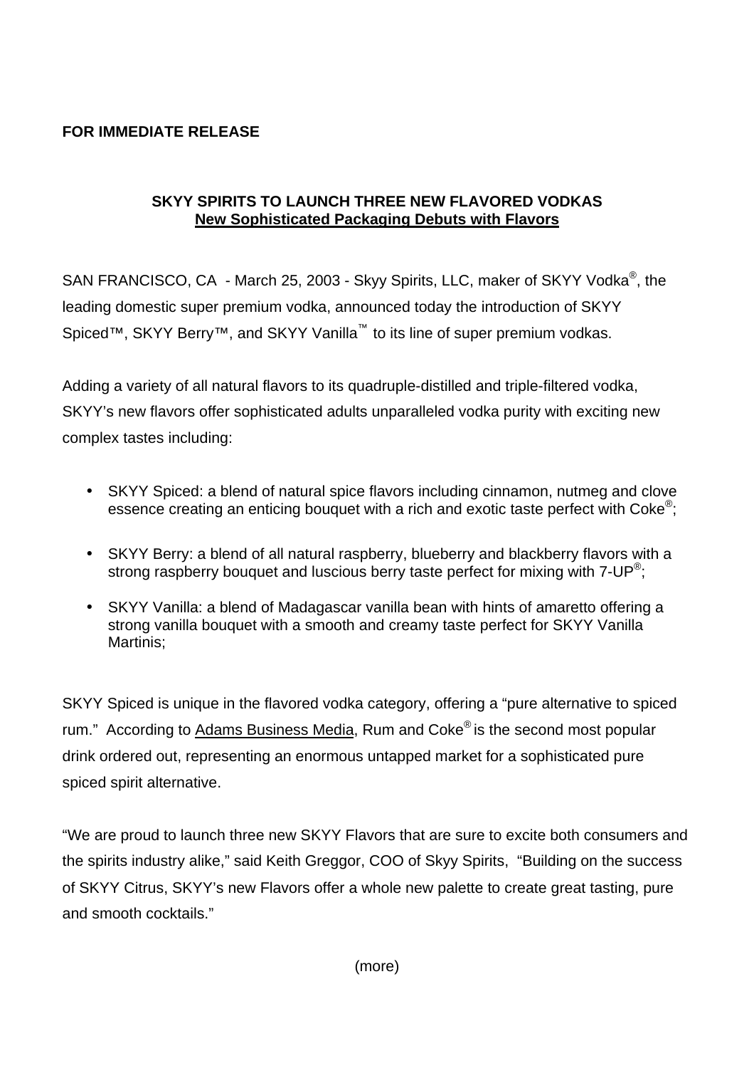**FOR IMMEDIATE RELEASE**

**SKYY SPIRITS TO LAUNCH THREE NEW FLAVORED VODKAS**
**New Sophisticated Packaging Debuts with Flavors**

SAN FRANCISCO, CA - March 25, 2003 - Skyy Spirits, LLC, maker of SKYY Vodka®, the leading domestic super premium vodka, announced today the introduction of SKYY Spiced™, SKYY Berry™, and SKYY Vanilla™ to its line of super premium vodkas.

Adding a variety of all natural flavors to its quadruple-distilled and triple-filtered vodka, SKYY's new flavors offer sophisticated adults unparalleled vodka purity with exciting new complex tastes including:

- SKYY Spiced: a blend of natural spice flavors including cinnamon, nutmeg and clove essence creating an enticing bouquet with a rich and exotic taste perfect with Coke®;
- SKYY Berry: a blend of all natural raspberry, blueberry and blackberry flavors with a strong raspberry bouquet and luscious berry taste perfect for mixing with 7-UP®;
- SKYY Vanilla: a blend of Madagascar vanilla bean with hints of amaretto offering a strong vanilla bouquet with a smooth and creamy taste perfect for SKYY Vanilla Martinis;

SKYY Spiced is unique in the flavored vodka category, offering a "pure alternative to spiced rum." According to Adams Business Media, Rum and Coke® is the second most popular drink ordered out, representing an enormous untapped market for a sophisticated pure spiced spirit alternative.

"We are proud to launch three new SKYY Flavors that are sure to excite both consumers and the spirits industry alike," said Keith Greggor, COO of Skyy Spirits, "Building on the success of SKYY Citrus, SKYY's new Flavors offer a whole new palette to create great tasting, pure and smooth cocktails."

(more)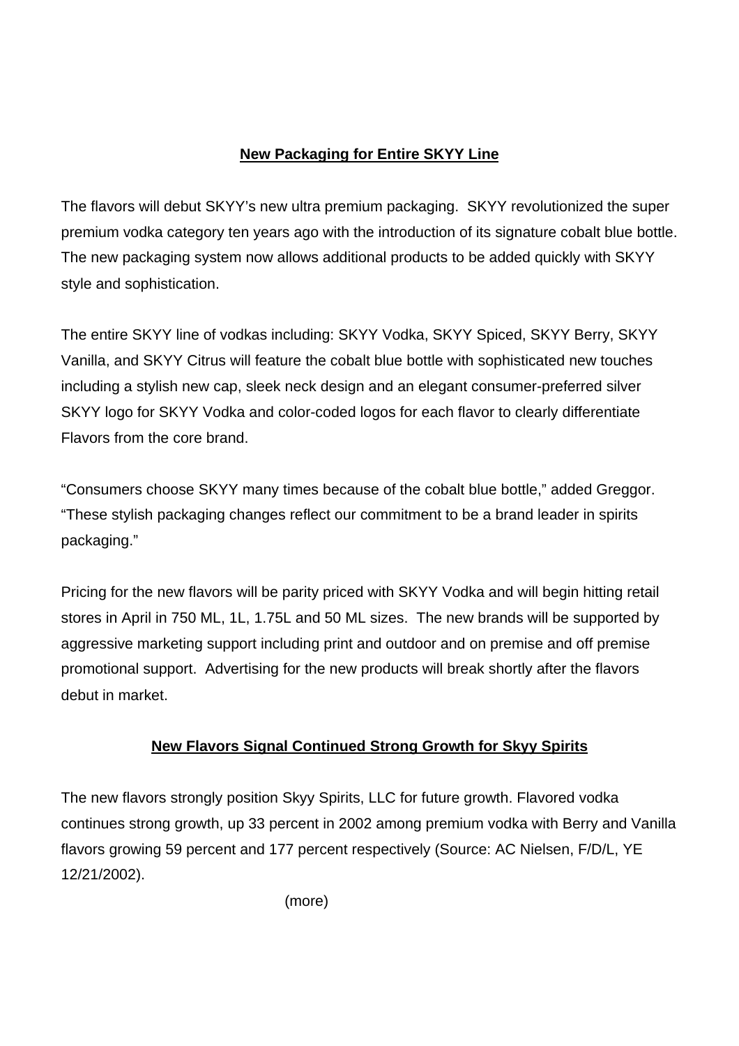## New Packaging for Entire SKYY Line

The flavors will debut SKYY's new ultra premium packaging. SKYY revolutionized the super premium vodka category ten years ago with the introduction of its signature cobalt blue bottle. The new packaging system now allows additional products to be added quickly with SKYY style and sophistication.

The entire SKYY line of vodkas including: SKYY Vodka, SKYY Spiced, SKYY Berry, SKYY Vanilla, and SKYY Citrus will feature the cobalt blue bottle with sophisticated new touches including a stylish new cap, sleek neck design and an elegant consumer-preferred silver SKYY logo for SKYY Vodka and color-coded logos for each flavor to clearly differentiate Flavors from the core brand.

"Consumers choose SKYY many times because of the cobalt blue bottle," added Greggor. "These stylish packaging changes reflect our commitment to be a brand leader in spirits packaging."

Pricing for the new flavors will be parity priced with SKYY Vodka and will begin hitting retail stores in April in 750 ML, 1L, 1.75L and 50 ML sizes. The new brands will be supported by aggressive marketing support including print and outdoor and on premise and off premise promotional support. Advertising for the new products will break shortly after the flavors debut in market.

## New Flavors Signal Continued Strong Growth for Skyy Spirits

The new flavors strongly position Skyy Spirits, LLC for future growth. Flavored vodka continues strong growth, up 33 percent in 2002 among premium vodka with Berry and Vanilla flavors growing 59 percent and 177 percent respectively (Source: AC Nielsen, F/D/L, YE 12/21/2002).

(more)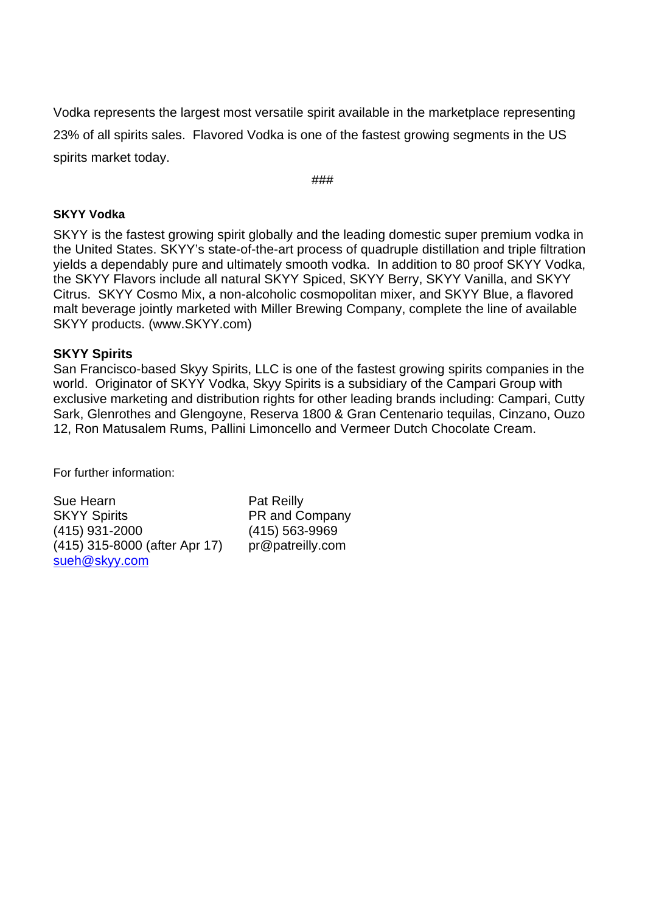Vodka represents the largest most versatile spirit available in the marketplace representing 23% of all spirits sales. Flavored Vodka is one of the fastest growing segments in the US spirits market today.

###

**SKYY Vodka**

SKYY is the fastest growing spirit globally and the leading domestic super premium vodka in the United States. SKYY's state-of-the-art process of quadruple distillation and triple filtration yields a dependably pure and ultimately smooth vodka. In addition to 80 proof SKYY Vodka, the SKYY Flavors include all natural SKYY Spiced, SKYY Berry, SKYY Vanilla, and SKYY Citrus. SKYY Cosmo Mix, a non-alcoholic cosmopolitan mixer, and SKYY Blue, a flavored malt beverage jointly marketed with Miller Brewing Company, complete the line of available SKYY products. (www.SKYY.com)

**SKYY Spirits**

San Francisco-based Skyy Spirits, LLC is one of the fastest growing spirits companies in the world. Originator of SKYY Vodka, Skyy Spirits is a subsidiary of the Campari Group with exclusive marketing and distribution rights for other leading brands including: Campari, Cutty Sark, Glenrothes and Glengoyne, Reserva 1800 & Gran Centenario tequilas, Cinzano, Ouzo 12, Ron Matusalem Rums, Pallini Limoncello and Vermeer Dutch Chocolate Cream.

For further information:

Sue Hearn
SKYY Spirits
(415) 931-2000
(415) 315-8000 (after Apr 17)
sueh@skyy.com

Pat Reilly
PR and Company
(415) 563-9969
pr@patreilly.com